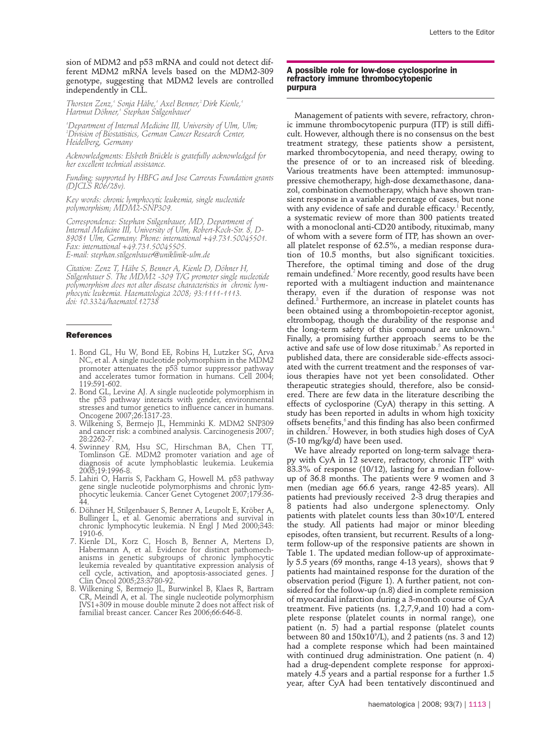sion of MDM2 and p53 mRNA and could not detect different MDM2 mRNA levels based on the MDM2-309 genotype, suggesting that MDM2 levels are controlled independently in CLL.

*Thorsten Zenz,[1] Sonja Häbe,[1] Axel Benner,[2] Dirk Kienle,[1] Hartmut Döhner,[1] Stephan Stilgenbauer[1]*

*[1]Department of Internal Medicine III, University of Ulm, Ulm; [2]Division of Biostatistics, German Cancer Research Center, Heidelberg, Germany*

*Acknowledgments: Elsbeth Brückle is gratefully acknowledged for her excellent technical assistance.*

*Funding: supported by HBFG and Jose Carreras Foundation grants (DJCLS R06/28v).*

*Key words: chronic lymphocytic leukemia, single nucleotide polymorphism; MDM2-SNP309.*

*Correspondence: Stephan Stilgenbauer, MD, Department of Internal Medicine III, University of Ulm, Robert-Koch-Str. 8, D-89081 Ulm, Germany. Phone: international +49.731.50045501. Fax: international +49.731.50045505. E-mail: stephan.stilgenbauer@uniklinik-ulm.de*

*Citation: Zenz T, Häbe S, Benner A, Kienle D, Döhner H, Stilgenbauer S. The MDM2 -309 T/G promoter single nucleotide polymorphism does not alter disease characteristics in chronic lymphocytic leukemia. Haematologica 2008; 93:1111-1113. doi: 10.3324/haematol.12738*

## References

1. Bond GL, Hu W, Bond EE, Robins H, Lutzker SG, Arva NC, et al. A single nucleotide polymorphism in the MDM2 promoter attenuates the p53 tumor suppressor pathway and accelerates tumor formation in humans. Cell 2004; 119:591-602.
2. Bond GL, Levine AJ. A single nucleotide polymorphism in the p53 pathway interacts with gender, environmental stresses and tumor genetics to influence cancer in humans. Oncogene 2007;26:1317-23.
3. Wilkening S, Bermejo JL, Hemminki K. MDM2 SNP309 and cancer risk: a combined analysis. Carcinogenesis 2007; 28:2262-7.
4. Swinney RM, Hsu SC, Hirschman BA, Chen TT, Tomlinson GE. MDM2 promoter variation and age of diagnosis of acute lymphoblastic leukemia. Leukemia 2005;19:1996-8.
5. Lahiri O, Harris S, Packham G, Howell M. p53 pathway gene single nucleotide polymorphisms and chronic lymphocytic leukemia. Cancer Genet Cytogenet 2007;179:36-44.
6. Döhner H, Stilgenbauer S, Benner A, Leupolt E, Kröber A, Bullinger L, et al. Genomic aberrations and survival in chronic lymphocytic leukemia. N Engl J Med 2000;343: 1910-6.
7. Kienle DL, Korz C, Hosch B, Benner A, Mertens D, Habermann A, et al. Evidence for distinct pathomechanisms in genetic subgroups of chronic lymphocytic leukemia revealed by quantitative expression analysis of cell cycle, activation, and apoptosis-associated genes. J Clin Oncol 2005;23:3780-92.
8. Wilkening S, Bermejo JL, Burwinkel B, Klaes R, Bartram CR, Meindl A, et al. The single nucleotide polymorphism IVS1+309 in mouse double minute 2 does not affect risk of familial breast cancer. Cancer Res 2006;66:646-8.

## A possible role for low-dose cyclosporine in refractory immune thrombocytopenic purpura

Management of patients with severe, refractory, chronic immune thrombocytopenic purpura (ITP) is still difficult. However, although there is no consensus on the best treatment strategy, these patients show a persistent, marked thrombocytopenia, and need therapy, owing to the presence of or to an increased risk of bleeding. Various treatments have been attempted: immunosuppressive chemotherapy, high-dose dexamethasone, danazol, combination chemotherapy, which have shown transient response in a variable percentage of cases, but none with any evidence of safe and durable efficacy.[1] Recently, a systematic review of more than 300 patients treated with a monoclonal anti-CD20 antibody, rituximab, many of whom with a severe form of ITP, has shown an overall platelet response of 62.5%, a median response duration of 10.5 months, but also significant toxicities. Therefore, the optimal timing and dose of the drug remain undefined.[2] More recently, good results have been reported with a multiagent induction and maintenance therapy, even if the duration of response was not defined.[3] Furthermore, an increase in platelet counts has been obtained using a thrombopoietin-receptor agonist, eltrombopag, though the durability of the response and the long-term safety of this compound are unknown.[4] Finally, a promising further approach seems to be the active and safe use of low dose rituximab.[5] As reported in published data, there are considerable side-effects associated with the current treatment and the responses of various therapies have not yet been consolidated. Other therapeutic strategies should, therefore, also be considered. There are few data in the literature describing the effects of cyclosporine (CyA) therapy in this setting. A study has been reported in adults in whom high toxicity offsets benefits,[6] and this finding has also been confirmed in children.[7] However, in both studies high doses of CyA (5-10 mg/kg/d) have been used.

We have already reported on long-term salvage therapy with CyA in 12 severe, refractory, chronic ITP[8] with 83.3% of response (10/12), lasting for a median follow-up of 36.8 months. The patients were 9 women and 3 men (median age 66.6 years, range 42-85 years). All patients had previously received 2-3 drug therapies and 8 patients had also undergone splenectomy. Only patients with platelet counts less than $30\times10^9$/L entered the study. All patients had major or minor bleeding episodes, often transient, but recurrent. Results of a long-term follow-up of the responsive patients are shown in Table 1. The updated median follow-up of approximately 5.5 years (69 months, range 4-13 years), shows that 9 patients had maintained response for the duration of the observation period (Figure 1). A further patient, not considered for the follow-up (n.8) died in complete remission of myocardial infarction during a 3-month course of CyA treatment. Five patients (ns. 1,2,7,9,and 10) had a complete response (platelet counts in normal range), one patient (n. 5) had a partial response (platelet counts between 80 and $150\times10^9$/L), and 2 patients (ns. 3 and 12) had a complete response which had been maintained with continued drug administration. One patient (n. 4) had a drug-dependent complete response for approximately 4.5 years and a partial response for a further 1.5 year, after CyA had been tentatively discontinued and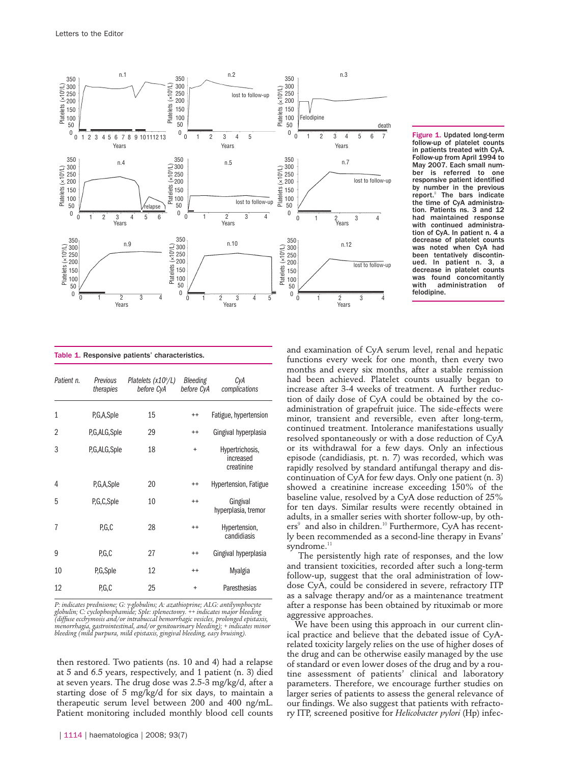Figure 1. Updated long-term follow-up of platelet counts in patients treated with CyA. Follow-up from April 1994 to May 2007. Each small number is referred to one responsive patient identified by number in the previous report.[8] The bars indicate the time of CyA administration. Patients ns. 3 and 12 had maintained response with continued administration of CyA. In patient n. 4 a decrease of platelet counts was noted when CyA had been tentatively discontinued. In patient n. 3, a decrease in platelet counts was found concomitantly with administration of felodipine.

**Table 1.** Responsive patients' characteristics.

| *Patient n.* | *Previous therapies* | *Platelets (x10⁹/L) before CyA* | *Bleeding before CyA* | *CyA complications* |
|---|---|---|---|---|
| 1 | P,G,A,Sple | 15 | ++ | Fatigue, hypertension |
| 2 | P,G,ALG,Sple | 29 | ++ | Gingival hyperplasia |
| 3 | P,G,ALG,Sple | 18 | + | Hypertrichosis, increased creatinine |
| 4 | P,G,A,Sple | 20 | ++ | Hypertension, Fatigue |
| 5 | P,G,C,Sple | 10 | ++ | Gingival hyperplasia, tremor |
| 7 | P,G,C | 28 | ++ | Hypertension, candidiasis |
| 9 | P,G,C | 27 | ++ | Gingival hyperplasia |
| 10 | P,G,Sple | 12 | ++ | Myalgia |
| 12 | P,G,C | 25 | + | Paresthesias |

*P: indicates prednisone; G: γ-globulins; A: azathioprine; ALG: antilymphocyte globulin; C: cyclophosphamide; Sple: splenectomy. ++ indicates major bleeding (diffuse ecchymosis and/or intrabuccal hemorrhagic vesicles, prolonged epistaxis, menorrhagia, gastrointestinal, and/or genitourinary bleeding); + indicates minor bleeding (mild purpura, mild epistaxis, gingival bleeding, easy bruising).*

then restored. Two patients (ns. 10 and 4) had a relapse at 5 and 6.5 years, respectively, and 1 patient (n. 3) died at seven years. The drug dose was 2.5-3 mg/kg/d, after a starting dose of 5 mg/kg/d for six days, to maintain a therapeutic serum level between 200 and 400 ng/mL. Patient monitoring included monthly blood cell counts and examination of CyA serum level, renal and hepatic functions every week for one month, then every two months and every six months, after a stable remission had been achieved. Platelet counts usually began to increase after 3-4 weeks of treatment. A further reduction of daily dose of CyA could be obtained by the co-administration of grapefruit juice. The side-effects were minor, transient and reversible, even after long-term, continued treatment. Intolerance manifestations usually resolved spontaneously or with a dose reduction of CyA or its withdrawal for a few days. Only an infectious episode (candidiasis, pt. n. 7) was recorded, which was rapidly resolved by standard antifungal therapy and discontinuation of CyA for few days. Only one patient (n. 3) showed a creatinine increase exceeding 150% of the baseline value, resolved by a CyA dose reduction of 25% for ten days. Similar results were recently obtained in adults, in a smaller series with shorter follow-up, by others[9] and also in children.[10] Furthermore, CyA has recently been recommended as a second-line therapy in Evans' syndrome.[11]

The persistently high rate of responses, and the low and transient toxicities, recorded after such a long-term follow-up, suggest that the oral administration of low-dose CyA, could be considered in severe, refractory ITP as a salvage therapy and/or as a maintenance treatment after a response has been obtained by rituximab or more aggressive approaches.

We have been using this approach in our current clinical practice and believe that the debated issue of CyA-related toxicity largely relies on the use of higher doses of the drug and can be otherwise easily managed by the use of standard or even lower doses of the drug and by a routine assessment of patients' clinical and laboratory parameters. Therefore, we encourage further studies on larger series of patients to assess the general relevance of our findings. We also suggest that patients with refractory ITP, screened positive for *Helicobacter pylori* (Hp) infec-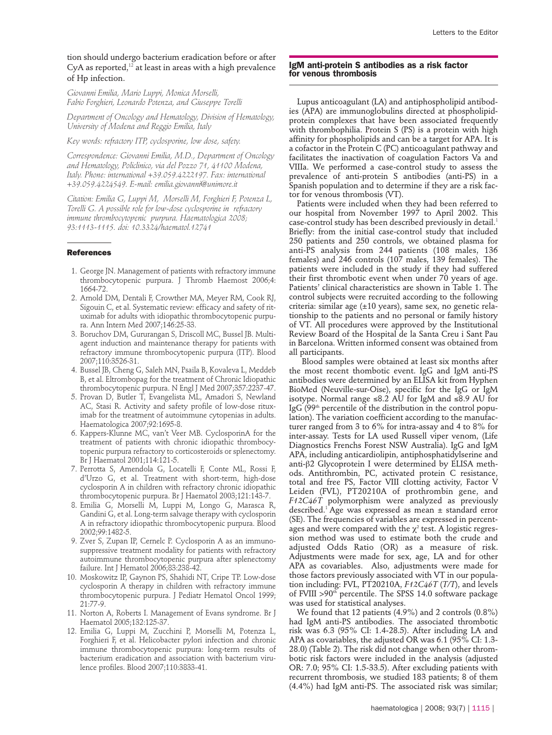tion should undergo bacterium eradication before or after CyA as reported,[12] at least in areas with a high prevalence of Hp infection.

*Giovanni Emilia, Mario Luppi, Monica Morselli, Fabio Forghieri, Leonardo Potenza, and Giuseppe Torelli*

*Department of Oncology and Hematology, Division of Hematology, University of Modena and Reggio Emilia, Italy*

*Key words: refractory ITP, cyclosporine, low dose, safety.*

*Correspondence: Giovanni Emilia, M.D., Department of Oncology and Hematology, Policlinico, via del Pozzo 71, 41100 Modena, Italy. Phone: international +39.059.4222197. Fax: international +39.059.4224549. E-mail: emilia.giovanni@unimore.it*

*Citation: Emilia G, Luppi M, Morselli M, Forghieri F, Potenza L, Torelli G. A possible role for low-dose cyclosporine in refractory immune thrombocytopenic purpura. Haematologica 2008; 93:1113-1115. doi: 10.3324/haematol.12741*

## References

1. George JN. Management of patients with refractory immune thrombocytopenic purpura. J Thromb Haemost 2006;4: 1664-72.
2. Arnold DM, Dentali F, Crowther MA, Meyer RM, Cook RJ, Sigouin C, et al. Systematic review: efficacy and safety of rituximab for adults with idiopathic thrombocytopenic purpura. Ann Intern Med 2007;146:25-33.
3. Boruchov DM, Gururangan S, Driscoll MC, Bussel JB. Multiagent induction and maintenance therapy for patients with refractory immune thrombocytopenic purpura (ITP). Blood 2007;110:3526-31.
4. Bussel JB, Cheng G, Saleh MN, Psaila B, Kovaleva L, Meddeb B, et al. Eltrombopag for the treatment of Chronic Idiopathic thrombocytopenic purpura. N Engl J Med 2007;357:2237-47.
5. Provan D, Butler T, Evangelista ML, Amadori S, Newland AC, Stasi R. Activity and safety profile of low-dose rituximab for the treatment of autoimmune cytopenias in adults. Haematologica 2007;92:1695-8.
6. Kappers-Klunne MC, van't Veer MB. CyclosporinA for the treatment of patients with chronic idiopathic thrombocytopenic purpura refractory to corticosteroids or splenectomy. Br J Haematol 2001;114:121-5.
7. Perrotta S, Amendola G, Locatelli F, Conte ML, Rossi F, d'Urzo G, et al. Treatment with short-term, high-dose cyclosporin A in children with refractory chronic idiopathic thrombocytopenic purpura. Br J Haematol 2003;121:143-7.
8. Emilia G, Morselli M, Luppi M, Longo G, Marasca R, Gandini G, et al. Long-term salvage therapy with cyclosporin A in refractory idiopathic thrombocytopenic purpura. Blood 2002;99:1482-5.
9. Zver S, Zupan IP, Cernelc P. Cyclosporin A as an immunosuppressive treatment modality for patients with refractory autoimmune thrombocytopenic purpura after splenectomy failure. Int J Hematol 2006;83:238-42.
10. Moskowitz IP, Gaynon PS, Shahidi NT, Cripe TP. Low-dose cyclosporin A therapy in children with refractory immune thrombocytopenic purpura. J Pediatr Hematol Oncol 1999; 21:77-9.
11. Norton A, Roberts I. Management of Evans syndrome. Br J Haematol 2005;132:125-37.
12. Emilia G, Luppi M, Zucchini P, Morselli M, Potenza L, Forghieri F, et al. Helicobacter pylori infection and chronic immune thrombocytopenic purpura: long-term results of bacterium eradication and association with bacterium virulence profiles. Blood 2007;110:3833-41.

## IgM anti-protein S antibodies as a risk factor for venous thrombosis

Lupus anticoagulant (LA) and antiphospholipid antibodies (APA) are immunoglobulins directed at phospholipid-protein complexes that have been associated frequently with thrombophilia. Protein S (PS) is a protein with high affinity for phospholipids and can be a target for APA. It is a cofactor in the Protein C (PC) anticoagulant pathway and facilitates the inactivation of coagulation Factors Va and VIIIa. We performed a case-control study to assess the prevalence of anti-protein S antibodies (anti-PS) in a Spanish population and to determine if they are a risk factor for venous thrombosis (VT).

Patients were included when they had been referred to our hospital from November 1997 to April 2002. This case-control study has been described previously in detail.[1] Briefly: from the initial case-control study that included 250 patients and 250 controls, we obtained plasma for anti-PS analysis from 244 patients (108 males, 136 females) and 246 controls (107 males, 139 females). The patients were included in the study if they had suffered their first thrombotic event when under 70 years of age. Patients' clinical characteristics are shown in Table 1. The control subjects were recruited according to the following criteria: similar age (±10 years), same sex, no genetic relationship to the patients and no personal or family history of VT. All procedures were approved by the Institutional Review Board of the Hospital de la Santa Creu i Sant Pau in Barcelona. Written informed consent was obtained from all participants.

Blood samples were obtained at least six months after the most recent thombotic event. IgG and IgM anti-PS antibodies were determined by an ELISA kit from Hyphen BioMed (Neuville-sur-Oise), specific for the IgG or IgM isotype. Normal range ≤8.2 AU for IgM and ≤8.9 AU for IgG (99[th] percentile of the distribution in the control population). The variation coefficient according to the manufacturer ranged from 3 to 6% for intra-assay and 4 to 8% for inter-assay. Tests for LA used Russell viper venom, (Life Diagnostics Frenchs Forest NSW Australia). IgG and IgM APA, including anticardiolipin, antiphosphatidylserine and anti-β2 Glycoprotein I were determined by ELISA methods. Antithrombin, PC, activated protein C resistance, total and free PS, Factor VIII clotting activity, Factor V Leiden (FVL), PT20210A of prothrombin gene, and *F12C46T* polymorphism were analyzed as previously described.[1] Age was expressed as mean ± standard error (SE). The frequencies of variables are expressed in percentages and were compared with the $\chi^2$ test. A logistic regression method was used to estimate both the crude and adjusted Odds Ratio (OR) as a measure of risk. Adjustments were made for sex, age, LA and for other APA as covariables. Also, adjustments were made for those factors previously associated with VT in our population including: FVL, PT20210A, *F12C46T* (*T/T*), and levels of FVIII >90[th] percentile. The SPSS 14.0 software package was used for statistical analyses.

We found that 12 patients (4.9%) and 2 controls (0.8%) had IgM anti-PS antibodies. The associated thrombotic risk was 6.3 (95% CI: 1.4-28.5). After including LA and APA as covariables, the adjusted OR was 6.1 (95% CI: 1.3-28.0) (Table 2). The risk did not change when other thrombotic risk factors were included in the analysis (adjusted OR: 7.0; 95% CI: 1.5-33.5). After excluding patients with recurrent thrombosis, we studied 183 patients; 8 of them (4.4%) had IgM anti-PS. The associated risk was similar;